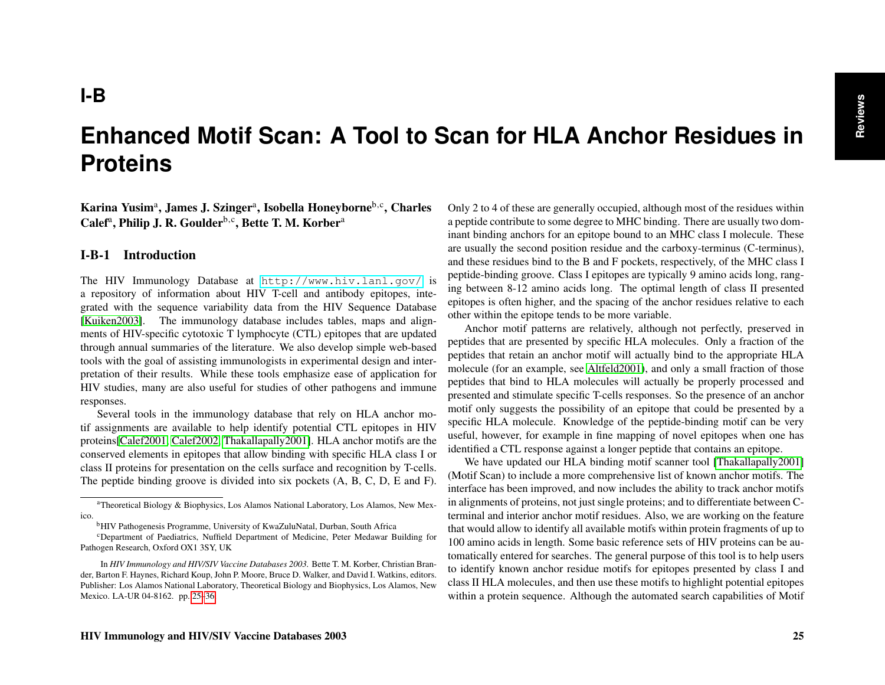# I-B

# Enhanced Motif Scan: A Tool to Scan for HLA Anchor Residues in Proteins

**Karina Yusim[a], James J. Szinger[a], Isobella Honeyborne[b,c], Charles Calef[a], Philip J. R. Goulder[b,c], Bette T. M. Korber[a]**

## I-B-1 Introduction

The HIV Immunology Database at http://www.hiv.lanl.gov/ is a repository of information about HIV T-cell and antibody epitopes, integrated with the sequence variability data from the HIV Sequence Database [Kuiken2003]. The immunology database includes tables, maps and alignments of HIV-specific cytotoxic T lymphocyte (CTL) epitopes that are updated through annual summaries of the literature. We also develop simple web-based tools with the goal of assisting immunologists in experimental design and interpretation of their results. While these tools emphasize ease of application for HIV studies, many are also useful for studies of other pathogens and immune responses.

Several tools in the immunology database that rely on HLA anchor motif assignments are available to help identify potential CTL epitopes in HIV proteins[Calef2001, Calef2002, Thakallapally2001]. HLA anchor motifs are the conserved elements in epitopes that allow binding with specific HLA class I or class II proteins for presentation on the cells surface and recognition by T-cells. The peptide binding groove is divided into six pockets (A, B, C, D, E and F). Only 2 to 4 of these are generally occupied, although most of the residues within a peptide contribute to some degree to MHC binding. There are usually two dominant binding anchors for an epitope bound to an MHC class I molecule. These are usually the second position residue and the carboxy-terminus (C-terminus), and these residues bind to the B and F pockets, respectively, of the MHC class I peptide-binding groove. Class I epitopes are typically 9 amino acids long, ranging between 8-12 amino acids long. The optimal length of class II presented epitopes is often higher, and the spacing of the anchor residues relative to each other within the epitope tends to be more variable.

Anchor motif patterns are relatively, although not perfectly, preserved in peptides that are presented by specific HLA molecules. Only a fraction of the peptides that retain an anchor motif will actually bind to the appropriate HLA molecule (for an example, see Altfeld2001), and only a small fraction of those peptides that bind to HLA molecules will actually be properly processed and presented and stimulate specific T-cells responses. So the presence of an anchor motif only suggests the possibility of an epitope that could be presented by a specific HLA molecule. Knowledge of the peptide-binding motif can be very useful, however, for example in fine mapping of novel epitopes when one has identified a CTL response against a longer peptide that contains an epitope.

We have updated our HLA binding motif scanner tool [Thakallapally2001] (Motif Scan) to include a more comprehensive list of known anchor motifs. The interface has been improved, and now includes the ability to track anchor motifs in alignments of proteins, not just single proteins; and to differentiate between C-terminal and interior anchor motif residues. Also, we are working on the feature that would allow to identify all available motifs within protein fragments of up to 100 amino acids in length. Some basic reference sets of HIV proteins can be automatically entered for searches. The general purpose of this tool is to help users to identify known anchor residue motifs for epitopes presented by class I and class II HLA molecules, and then use these motifs to highlight potential epitopes within a protein sequence. Although the automated search capabilities of Motif

---

[a]Theoretical Biology & Biophysics, Los Alamos National Laboratory, Los Alamos, New Mexico.

[b]HIV Pathogenesis Programme, University of KwaZuluNatal, Durban, South Africa

[c]Department of Paediatrics, Nuffield Department of Medicine, Peter Medawar Building for Pathogen Research, Oxford OX1 3SY, UK

In *HIV Immunology and HIV/SIV Vaccine Databases 2003*. Bette T. M. Korber, Christian Brander, Barton F. Haynes, Richard Koup, John P. Moore, Bruce D. Walker, and David I. Watkins, editors. Publisher: Los Alamos National Laboratory, Theoretical Biology and Biophysics, Los Alamos, New Mexico. LA-UR 04-8162. pp. 25–36.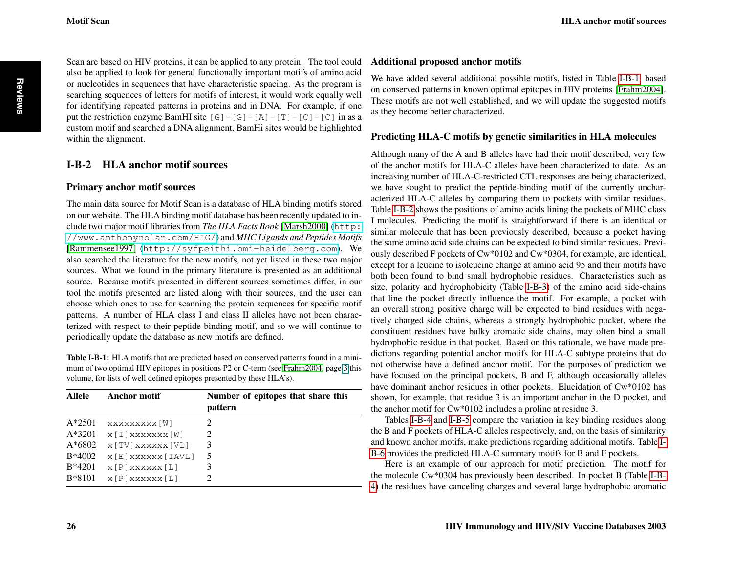Scan are based on HIV proteins, it can be applied to any protein. The tool could also be applied to look for general functionally important motifs of amino acid or nucleotides in sequences that have characteristic spacing. As the program is searching sequences of letters for motifs of interest, it would work equally well for identifying repeated patterns in proteins and in DNA. For example, if one put the restriction enzyme BamHI site `[G]-[G]-[A]-[T]-[C]-[C]` in as a custom motif and searched a DNA alignment, BamHi sites would be highlighted within the alignment.

## I-B-2 HLA anchor motif sources

### Primary anchor motif sources

The main data source for Motif Scan is a database of HLA binding motifs stored on our website. The HLA binding motif database has been recently updated to include two major motif libraries from *The HLA Facts Book* [Marsh2000] (`http://www.anthonynolan.com/HIG/`) and *MHC Ligands and Peptides Motifs* [Rammensee1997] (`http://syfpeithi.bmi-heidelberg.com`). We also searched the literature for the new motifs, not yet listed in these two major sources. What we found in the primary literature is presented as an additional source. Because motifs presented in different sources sometimes differ, in our tool the motifs presented are listed along with their sources, and the user can choose which ones to use for scanning the protein sequences for specific motif patterns. A number of HLA class I and class II alleles have not been characterized with respect to their peptide binding motif, and so we will continue to periodically update the database as new motifs are defined.

**Table I-B-1:** HLA motifs that are predicted based on conserved patterns found in a minimum of two optimal HIV epitopes in positions P2 or C-term (see Frahm2004, page 3 this volume, for lists of well defined epitopes presented by these HLA's).

| Allele | Anchor motif | Number of epitopes that share this pattern |
|---|---|---|
| A*2501 | `xxxxxxxxx[W]` | 2 |
| A*3201 | `x[I]xxxxxxx[W]` | 2 |
| A*6802 | `x[TV]xxxxxx[VL]` | 3 |
| B*4002 | `x[E]xxxxxx[IAVL]` | 5 |
| B*4201 | `x[P]xxxxxx[L]` | 3 |
| B*8101 | `x[P]xxxxxx[L]` | 2 |

### Additional proposed anchor motifs

We have added several additional possible motifs, listed in Table I-B-1, based on conserved patterns in known optimal epitopes in HIV proteins [Frahm2004]. These motifs are not well established, and we will update the suggested motifs as they become better characterized.

### Predicting HLA-C motifs by genetic similarities in HLA molecules

Although many of the A and B alleles have had their motif described, very few of the anchor motifs for HLA-C alleles have been characterized to date. As an increasing number of HLA-C-restricted CTL responses are being characterized, we have sought to predict the peptide-binding motif of the currently uncharacterized HLA-C alleles by comparing them to pockets with similar residues. Table I-B-2 shows the positions of amino acids lining the pockets of MHC class I molecules. Predicting the motif is straightforward if there is an identical or similar molecule that has been previously described, because a pocket having the same amino acid side chains can be expected to bind similar residues. Previously described F pockets of Cw*0102 and Cw*0304, for example, are identical, except for a leucine to isoleucine change at amino acid 95 and their motifs have both been found to bind small hydrophobic residues. Characteristics such as size, polarity and hydrophobicity (Table I-B-3) of the amino acid side-chains that line the pocket directly influence the motif. For example, a pocket with an overall strong positive charge will be expected to bind residues with negatively charged side chains, whereas a strongly hydrophobic pocket, where the constituent residues have bulky aromatic side chains, may often bind a small hydrophobic residue in that pocket. Based on this rationale, we have made predictions regarding potential anchor motifs for HLA-C subtype proteins that do not otherwise have a defined anchor motif. For the purposes of prediction we have focused on the principal pockets, B and F, although occasionally alleles have dominant anchor residues in other pockets. Elucidation of Cw*0102 has shown, for example, that residue 3 is an important anchor in the D pocket, and the anchor motif for Cw*0102 includes a proline at residue 3.

Tables I-B-4 and I-B-5 compare the variation in key binding residues along the B and F pockets of HLA-C alleles respectively, and, on the basis of similarity and known anchor motifs, make predictions regarding additional motifs. Table I-B-6 provides the predicted HLA-C summary motifs for B and F pockets.

Here is an example of our approach for motif prediction. The motif for the molecule Cw*0304 has previously been described. In pocket B (Table I-B-4) the residues have canceling charges and several large hydrophobic aromatic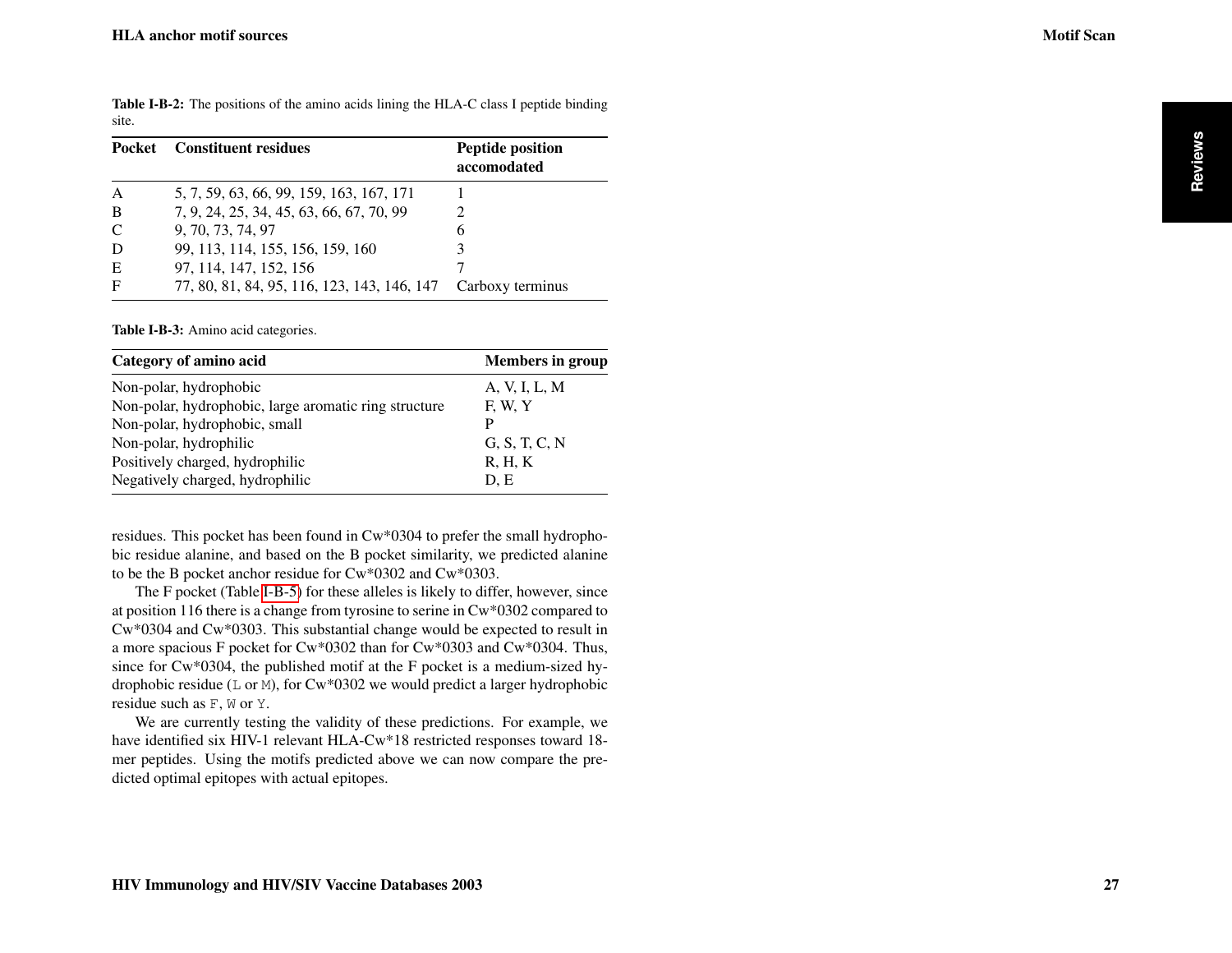**Table I-B-2:** The positions of the amino acids lining the HLA-C class I peptide binding site.

| Pocket | Constituent residues | Peptide position accomodated |
|---|---|---|
| A | 5, 7, 59, 63, 66, 99, 159, 163, 167, 171 | 1 |
| B | 7, 9, 24, 25, 34, 45, 63, 66, 67, 70, 99 | 2 |
| C | 9, 70, 73, 74, 97 | 6 |
| D | 99, 113, 114, 155, 156, 159, 160 | 3 |
| E | 97, 114, 147, 152, 156 | 7 |
| F | 77, 80, 81, 84, 95, 116, 123, 143, 146, 147 | Carboxy terminus |

**Table I-B-3:** Amino acid categories.

| Category of amino acid | Members in group |
|---|---|
| Non-polar, hydrophobic | A, V, I, L, M |
| Non-polar, hydrophobic, large aromatic ring structure | F, W, Y |
| Non-polar, hydrophobic, small | P |
| Non-polar, hydrophilic | G, S, T, C, N |
| Positively charged, hydrophilic | R, H, K |
| Negatively charged, hydrophilic | D, E |

residues. This pocket has been found in Cw*0304 to prefer the small hydrophobic residue alanine, and based on the B pocket similarity, we predicted alanine to be the B pocket anchor residue for Cw*0302 and Cw*0303.

The F pocket (Table I-B-5) for these alleles is likely to differ, however, since at position 116 there is a change from tyrosine to serine in Cw*0302 compared to Cw*0304 and Cw*0303. This substantial change would be expected to result in a more spacious F pocket for Cw*0302 than for Cw*0303 and Cw*0304. Thus, since for Cw*0304, the published motif at the F pocket is a medium-sized hydrophobic residue (L or M), for Cw*0302 we would predict a larger hydrophobic residue such as F, W or Y.

We are currently testing the validity of these predictions. For example, we have identified six HIV-1 relevant HLA-Cw*18 restricted responses toward 18-mer peptides. Using the motifs predicted above we can now compare the predicted optimal epitopes with actual epitopes.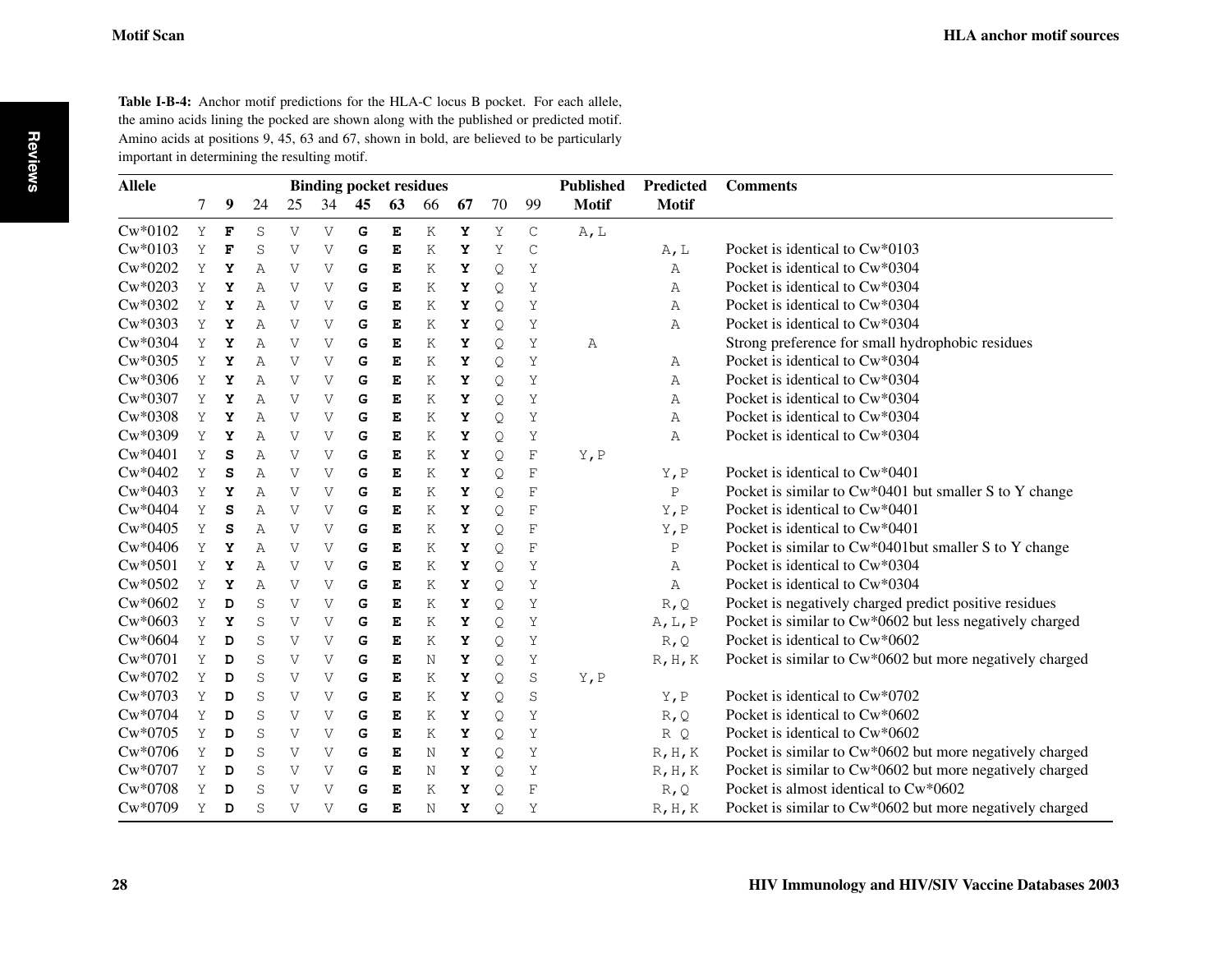**Table I-B-4:** Anchor motif predictions for the HLA-C locus B pocket. For each allele, the amino acids lining the pocked are shown along with the published or predicted motif. Amino acids at positions 9, 45, 63 and 67, shown in bold, are believed to be particularly important in determining the resulting motif.

| Allele | Binding pocket residues | | | | | | | | | | | Published | Predicted | Comments |
|---|---|---|---|---|---|---|---|---|---|---|---|---|---|---|
| | 7 | **9** | 24 | 25 | 34 | **45** | **63** | 66 | **67** | 70 | 99 | **Motif** | **Motif** | |
| Cw*0102 | Y | **F** | S | V | V | **G** | **E** | K | **Y** | Y | C | A,L | | |
| Cw*0103 | Y | **F** | S | V | V | **G** | **E** | K | **Y** | Y | C | | A,L | Pocket is identical to Cw*0103 |
| Cw*0202 | Y | **Y** | A | V | V | **G** | **E** | K | **Y** | Q | Y | | A | Pocket is identical to Cw*0304 |
| Cw*0203 | Y | **Y** | A | V | V | **G** | **E** | K | **Y** | Q | Y | | A | Pocket is identical to Cw*0304 |
| Cw*0302 | Y | **Y** | A | V | V | **G** | **E** | K | **Y** | Q | Y | | A | Pocket is identical to Cw*0304 |
| Cw*0303 | Y | **Y** | A | V | V | **G** | **E** | K | **Y** | Q | Y | | A | Pocket is identical to Cw*0304 |
| Cw*0304 | Y | **Y** | A | V | V | **G** | **E** | K | **Y** | Q | Y | A | | Strong preference for small hydrophobic residues |
| Cw*0305 | Y | **Y** | A | V | V | **G** | **E** | K | **Y** | Q | Y | | A | Pocket is identical to Cw*0304 |
| Cw*0306 | Y | **Y** | A | V | V | **G** | **E** | K | **Y** | Q | Y | | A | Pocket is identical to Cw*0304 |
| Cw*0307 | Y | **Y** | A | V | V | **G** | **E** | K | **Y** | Q | Y | | A | Pocket is identical to Cw*0304 |
| Cw*0308 | Y | **Y** | A | V | V | **G** | **E** | K | **Y** | Q | Y | | A | Pocket is identical to Cw*0304 |
| Cw*0309 | Y | **Y** | A | V | V | **G** | **E** | K | **Y** | Q | Y | | A | Pocket is identical to Cw*0304 |
| Cw*0401 | Y | **S** | A | V | V | **G** | **E** | K | **Y** | Q | F | Y,P | | |
| Cw*0402 | Y | **S** | A | V | V | **G** | **E** | K | **Y** | Q | F | | Y,P | Pocket is identical to Cw*0401 |
| Cw*0403 | Y | **Y** | A | V | V | **G** | **E** | K | **Y** | Q | F | | P | Pocket is similar to Cw*0401 but smaller S to Y change |
| Cw*0404 | Y | **S** | A | V | V | **G** | **E** | K | **Y** | Q | F | | Y,P | Pocket is identical to Cw*0401 |
| Cw*0405 | Y | **S** | A | V | V | **G** | **E** | K | **Y** | Q | F | | Y,P | Pocket is identical to Cw*0401 |
| Cw*0406 | Y | **Y** | A | V | V | **G** | **E** | K | **Y** | Q | F | | P | Pocket is similar to Cw*0401but smaller S to Y change |
| Cw*0501 | Y | **Y** | A | V | V | **G** | **E** | K | **Y** | Q | Y | | A | Pocket is identical to Cw*0304 |
| Cw*0502 | Y | **Y** | A | V | V | **G** | **E** | K | **Y** | Q | Y | | A | Pocket is identical to Cw*0304 |
| Cw*0602 | Y | **D** | S | V | V | **G** | **E** | K | **Y** | Q | Y | | R,Q | Pocket is negatively charged predict positive residues |
| Cw*0603 | Y | **Y** | S | V | V | **G** | **E** | K | **Y** | Q | Y | | A,L,P | Pocket is similar to Cw*0602 but less negatively charged |
| Cw*0604 | Y | **D** | S | V | V | **G** | **E** | K | **Y** | Q | Y | | R,Q | Pocket is identical to Cw*0602 |
| Cw*0701 | Y | **D** | S | V | V | **G** | **E** | N | **Y** | Q | Y | | R,H,K | Pocket is similar to Cw*0602 but more negatively charged |
| Cw*0702 | Y | **D** | S | V | V | **G** | **E** | K | **Y** | Q | S | Y,P | | |
| Cw*0703 | Y | **D** | S | V | V | **G** | **E** | K | **Y** | Q | S | | Y,P | Pocket is identical to Cw*0702 |
| Cw*0704 | Y | **D** | S | V | V | **G** | **E** | K | **Y** | Q | Y | | R,Q | Pocket is identical to Cw*0602 |
| Cw*0705 | Y | **D** | S | V | V | **G** | **E** | K | **Y** | Q | Y | | R Q | Pocket is identical to Cw*0602 |
| Cw*0706 | Y | **D** | S | V | V | **G** | **E** | N | **Y** | Q | Y | | R,H,K | Pocket is similar to Cw*0602 but more negatively charged |
| Cw*0707 | Y | **D** | S | V | V | **G** | **E** | N | **Y** | Q | Y | | R,H,K | Pocket is similar to Cw*0602 but more negatively charged |
| Cw*0708 | Y | **D** | S | V | V | **G** | **E** | K | **Y** | Q | F | | R,Q | Pocket is almost identical to Cw*0602 |
| Cw*0709 | Y | **D** | S | V | V | **G** | **E** | N | **Y** | Q | Y | | R,H,K | Pocket is similar to Cw*0602 but more negatively charged |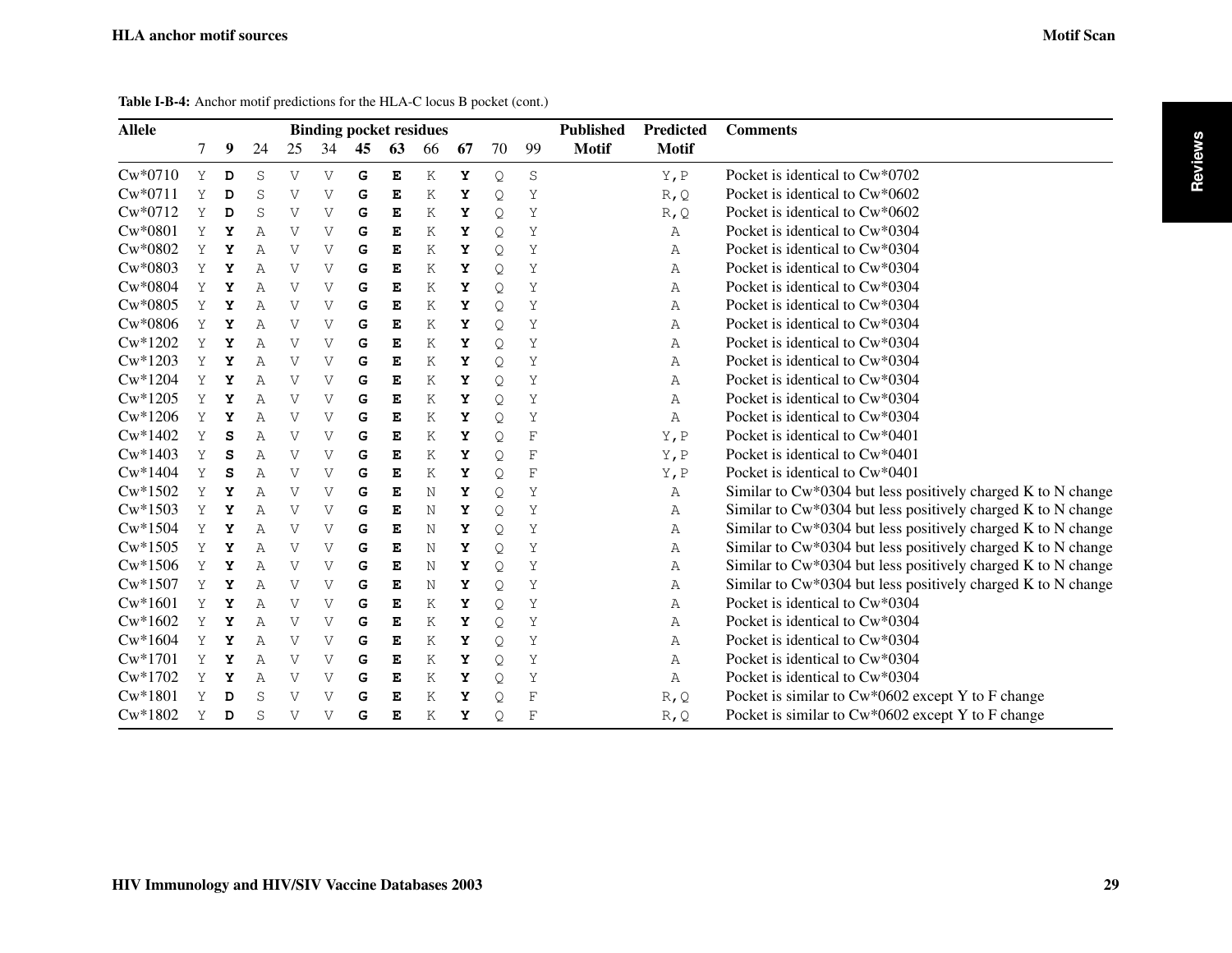**Table I-B-4:** Anchor motif predictions for the HLA-C locus B pocket (cont.)

| Allele | Binding pocket residues | | | | | | | | | | | Published Motif | Predicted Motif | Comments |
|---|---|---|---|---|---|---|---|---|---|---|---|---|---|---|
| | 7 | **9** | 24 | 25 | 34 | **45** | **63** | 66 | **67** | 70 | 99 | | | |
| Cw*0710 | Y | **D** | S | V | V | **G** | **E** | K | **Y** | Q | S | | Y,P | Pocket is identical to Cw*0702 |
| Cw*0711 | Y | **D** | S | V | V | **G** | **E** | K | **Y** | Q | Y | | R,Q | Pocket is identical to Cw*0602 |
| Cw*0712 | Y | **D** | S | V | V | **G** | **E** | K | **Y** | Q | Y | | R,Q | Pocket is identical to Cw*0602 |
| Cw*0801 | Y | **Y** | A | V | V | **G** | **E** | K | **Y** | Q | Y | | A | Pocket is identical to Cw*0304 |
| Cw*0802 | Y | **Y** | A | V | V | **G** | **E** | K | **Y** | Q | Y | | A | Pocket is identical to Cw*0304 |
| Cw*0803 | Y | **Y** | A | V | V | **G** | **E** | K | **Y** | Q | Y | | A | Pocket is identical to Cw*0304 |
| Cw*0804 | Y | **Y** | A | V | V | **G** | **E** | K | **Y** | Q | Y | | A | Pocket is identical to Cw*0304 |
| Cw*0805 | Y | **Y** | A | V | V | **G** | **E** | K | **Y** | Q | Y | | A | Pocket is identical to Cw*0304 |
| Cw*0806 | Y | **Y** | A | V | V | **G** | **E** | K | **Y** | Q | Y | | A | Pocket is identical to Cw*0304 |
| Cw*1202 | Y | **Y** | A | V | V | **G** | **E** | K | **Y** | Q | Y | | A | Pocket is identical to Cw*0304 |
| Cw*1203 | Y | **Y** | A | V | V | **G** | **E** | K | **Y** | Q | Y | | A | Pocket is identical to Cw*0304 |
| Cw*1204 | Y | **Y** | A | V | V | **G** | **E** | K | **Y** | Q | Y | | A | Pocket is identical to Cw*0304 |
| Cw*1205 | Y | **Y** | A | V | V | **G** | **E** | K | **Y** | Q | Y | | A | Pocket is identical to Cw*0304 |
| Cw*1206 | Y | **Y** | A | V | V | **G** | **E** | K | **Y** | Q | Y | | A | Pocket is identical to Cw*0304 |
| Cw*1402 | Y | **S** | A | V | V | **G** | **E** | K | **Y** | Q | F | | Y,P | Pocket is identical to Cw*0401 |
| Cw*1403 | Y | **S** | A | V | V | **G** | **E** | K | **Y** | Q | F | | Y,P | Pocket is identical to Cw*0401 |
| Cw*1404 | Y | **S** | A | V | V | **G** | **E** | K | **Y** | Q | F | | Y,P | Pocket is identical to Cw*0401 |
| Cw*1502 | Y | **Y** | A | V | V | **G** | **E** | N | **Y** | Q | Y | | A | Similar to Cw*0304 but less positively charged K to N change |
| Cw*1503 | Y | **Y** | A | V | V | **G** | **E** | N | **Y** | Q | Y | | A | Similar to Cw*0304 but less positively charged K to N change |
| Cw*1504 | Y | **Y** | A | V | V | **G** | **E** | N | **Y** | Q | Y | | A | Similar to Cw*0304 but less positively charged K to N change |
| Cw*1505 | Y | **Y** | A | V | V | **G** | **E** | N | **Y** | Q | Y | | A | Similar to Cw*0304 but less positively charged K to N change |
| Cw*1506 | Y | **Y** | A | V | V | **G** | **E** | N | **Y** | Q | Y | | A | Similar to Cw*0304 but less positively charged K to N change |
| Cw*1507 | Y | **Y** | A | V | V | **G** | **E** | N | **Y** | Q | Y | | A | Similar to Cw*0304 but less positively charged K to N change |
| Cw*1601 | Y | **Y** | A | V | V | **G** | **E** | K | **Y** | Q | Y | | A | Pocket is identical to Cw*0304 |
| Cw*1602 | Y | **Y** | A | V | V | **G** | **E** | K | **Y** | Q | Y | | A | Pocket is identical to Cw*0304 |
| Cw*1604 | Y | **Y** | A | V | V | **G** | **E** | K | **Y** | Q | Y | | A | Pocket is identical to Cw*0304 |
| Cw*1701 | Y | **Y** | A | V | V | **G** | **E** | K | **Y** | Q | Y | | A | Pocket is identical to Cw*0304 |
| Cw*1702 | Y | **Y** | A | V | V | **G** | **E** | K | **Y** | Q | Y | | A | Pocket is identical to Cw*0304 |
| Cw*1801 | Y | **D** | S | V | V | **G** | **E** | K | **Y** | Q | F | | R,Q | Pocket is similar to Cw*0602 except Y to F change |
| Cw*1802 | Y | **D** | S | V | V | **G** | **E** | K | **Y** | Q | F | | R,Q | Pocket is similar to Cw*0602 except Y to F change |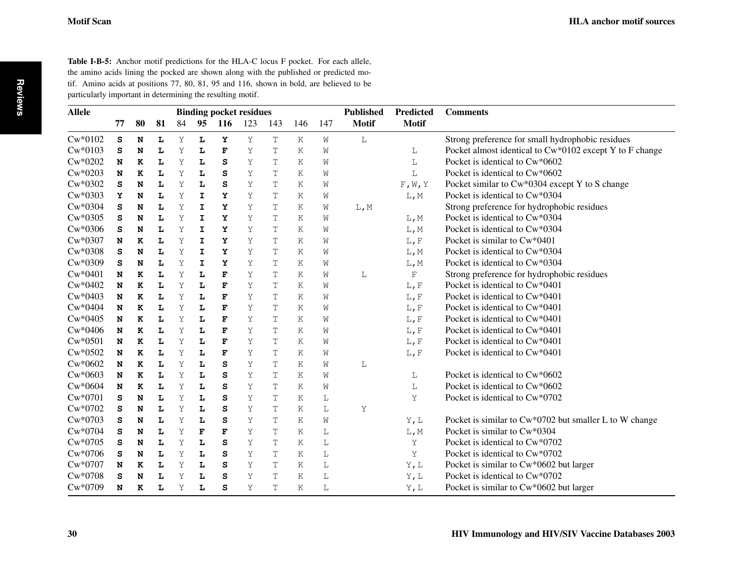**Table I-B-5:** Anchor motif predictions for the HLA-C locus F pocket. For each allele, the amino acids lining the pocked are shown along with the published or predicted motif. Amino acids at positions 77, 80, 81, 95 and 116, shown in bold, are believed to be particularly important in determining the resulting motif.

| Allele | Binding pocket residues | | | | | | | | | | Published | Predicted | Comments |
|---|---|---|---|---|---|---|---|---|---|---|---|---|---|
| | **77** | **80** | **81** | 84 | **95** | **116** | 123 | 143 | 146 | 147 | **Motif** | **Motif** | |
| Cw*0102 | **S** | **N** | **L** | Y | **L** | **Y** | Y | T | K | W | L | | Strong preference for small hydrophobic residues |
| Cw*0103 | **S** | **N** | **L** | Y | **L** | **F** | Y | T | K | W | | L | Pocket almost identical to Cw*0102 except Y to F change |
| Cw*0202 | **N** | **K** | **L** | Y | **L** | **S** | Y | T | K | W | | L | Pocket is identical to Cw*0602 |
| Cw*0203 | **N** | **K** | **L** | Y | **L** | **S** | Y | T | K | W | | L | Pocket is identical to Cw*0602 |
| Cw*0302 | **S** | **N** | **L** | Y | **L** | **S** | Y | T | K | W | | F,W,Y | Pocket similar to Cw*0304 except Y to S change |
| Cw*0303 | **Y** | **N** | **L** | Y | **I** | **Y** | Y | T | K | W | | L,M | Pocket is identical to Cw*0304 |
| Cw*0304 | **S** | **N** | **L** | Y | **I** | **Y** | Y | T | K | W | L,M | | Strong preference for hydrophobic residues |
| Cw*0305 | **S** | **N** | **L** | Y | **I** | **Y** | Y | T | K | W | | L,M | Pocket is identical to Cw*0304 |
| Cw*0306 | **S** | **N** | **L** | Y | **I** | **Y** | Y | T | K | W | | L,M | Pocket is identical to Cw*0304 |
| Cw*0307 | **N** | **K** | **L** | Y | **I** | **Y** | Y | T | K | W | | L,F | Pocket is similar to Cw*0401 |
| Cw*0308 | **S** | **N** | **L** | Y | **I** | **Y** | Y | T | K | W | | L,M | Pocket is identical to Cw*0304 |
| Cw*0309 | **S** | **N** | **L** | Y | **I** | **Y** | Y | T | K | W | | L,M | Pocket is identical to Cw*0304 |
| Cw*0401 | **N** | **K** | **L** | Y | **L** | **F** | Y | T | K | W | L | F | Strong preference for hydrophobic residues |
| Cw*0402 | **N** | **K** | **L** | Y | **L** | **F** | Y | T | K | W | | L,F | Pocket is identical to Cw*0401 |
| Cw*0403 | **N** | **K** | **L** | Y | **L** | **F** | Y | T | K | W | | L,F | Pocket is identical to Cw*0401 |
| Cw*0404 | **N** | **K** | **L** | Y | **L** | **F** | Y | T | K | W | | L,F | Pocket is identical to Cw*0401 |
| Cw*0405 | **N** | **K** | **L** | Y | **L** | **F** | Y | T | K | W | | L,F | Pocket is identical to Cw*0401 |
| Cw*0406 | **N** | **K** | **L** | Y | **L** | **F** | Y | T | K | W | | L,F | Pocket is identical to Cw*0401 |
| Cw*0501 | **N** | **K** | **L** | Y | **L** | **F** | Y | T | K | W | | L,F | Pocket is identical to Cw*0401 |
| Cw*0502 | **N** | **K** | **L** | Y | **L** | **F** | Y | T | K | W | | L,F | Pocket is identical to Cw*0401 |
| Cw*0602 | **N** | **K** | **L** | Y | **L** | **S** | Y | T | K | W | L | | |
| Cw*0603 | **N** | **K** | **L** | Y | **L** | **S** | Y | T | K | W | | L | Pocket is identical to Cw*0602 |
| Cw*0604 | **N** | **K** | **L** | Y | **L** | **S** | Y | T | K | W | | L | Pocket is identical to Cw*0602 |
| Cw*0701 | **S** | **N** | **L** | Y | **L** | **S** | Y | T | K | L | | Y | Pocket is identical to Cw*0702 |
| Cw*0702 | **S** | **N** | **L** | Y | **L** | **S** | Y | T | K | L | Y | | |
| Cw*0703 | **S** | **N** | **L** | Y | **L** | **S** | Y | T | K | W | | Y,L | Pocket is similar to Cw*0702 but smaller L to W change |
| Cw*0704 | **S** | **N** | **L** | Y | **F** | **F** | Y | T | K | L | | L,M | Pocket is similar to Cw*0304 |
| Cw*0705 | **S** | **N** | **L** | Y | **L** | **S** | Y | T | K | L | | Y | Pocket is identical to Cw*0702 |
| Cw*0706 | **S** | **N** | **L** | Y | **L** | **S** | Y | T | K | L | | Y | Pocket is identical to Cw*0702 |
| Cw*0707 | **N** | **K** | **L** | Y | **L** | **S** | Y | T | K | L | | Y,L | Pocket is similar to Cw*0602 but larger |
| Cw*0708 | **S** | **N** | **L** | Y | **L** | **S** | Y | T | K | L | | Y,L | Pocket is identical to Cw*0702 |
| Cw*0709 | **N** | **K** | **L** | Y | **L** | **S** | Y | T | K | L | | Y,L | Pocket is similar to Cw*0602 but larger |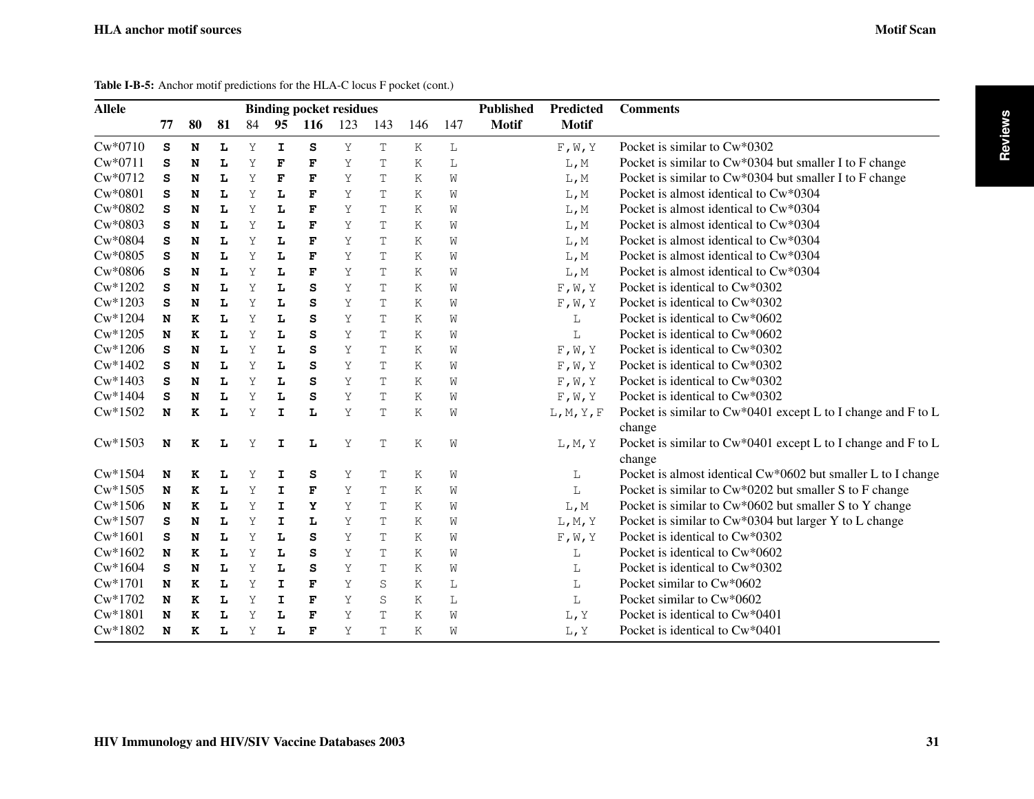**Table I-B-5:** Anchor motif predictions for the HLA-C locus F pocket (cont.)

| Allele | Binding pocket residues | | | | | | | | | | Published | Predicted | Comments |
|---|---|---|---|---|---|---|---|---|---|---|---|---|---|
| | 77 | 80 | 81 | 84 | 95 | 116 | 123 | 143 | 146 | 147 | Motif | Motif | |
| Cw*0710 | **S** | **N** | **L** | Y | **I** | **S** | Y | T | K | L | | F,W,Y | Pocket is similar to Cw*0302 |
| Cw*0711 | **S** | **N** | **L** | Y | **F** | **F** | Y | T | K | L | | L,M | Pocket is similar to Cw*0304 but smaller I to F change |
| Cw*0712 | **S** | **N** | **L** | Y | **F** | **F** | Y | T | K | W | | L,M | Pocket is similar to Cw*0304 but smaller I to F change |
| Cw*0801 | **S** | **N** | **L** | Y | **L** | **F** | Y | T | K | W | | L,M | Pocket is almost identical to Cw*0304 |
| Cw*0802 | **S** | **N** | **L** | Y | **L** | **F** | Y | T | K | W | | L,M | Pocket is almost identical to Cw*0304 |
| Cw*0803 | **S** | **N** | **L** | Y | **L** | **F** | Y | T | K | W | | L,M | Pocket is almost identical to Cw*0304 |
| Cw*0804 | **S** | **N** | **L** | Y | **L** | **F** | Y | T | K | W | | L,M | Pocket is almost identical to Cw*0304 |
| Cw*0805 | **S** | **N** | **L** | Y | **L** | **F** | Y | T | K | W | | L,M | Pocket is almost identical to Cw*0304 |
| Cw*0806 | **S** | **N** | **L** | Y | **L** | **F** | Y | T | K | W | | L,M | Pocket is almost identical to Cw*0304 |
| Cw*1202 | **S** | **N** | **L** | Y | **L** | **S** | Y | T | K | W | | F,W,Y | Pocket is identical to Cw*0302 |
| Cw*1203 | **S** | **N** | **L** | Y | **L** | **S** | Y | T | K | W | | F,W,Y | Pocket is identical to Cw*0302 |
| Cw*1204 | **N** | **K** | **L** | Y | **L** | **S** | Y | T | K | W | | L | Pocket is identical to Cw*0602 |
| Cw*1205 | **N** | **K** | **L** | Y | **L** | **S** | Y | T | K | W | | L | Pocket is identical to Cw*0602 |
| Cw*1206 | **S** | **N** | **L** | Y | **L** | **S** | Y | T | K | W | | F,W,Y | Pocket is identical to Cw*0302 |
| Cw*1402 | **S** | **N** | **L** | Y | **L** | **S** | Y | T | K | W | | F,W,Y | Pocket is identical to Cw*0302 |
| Cw*1403 | **S** | **N** | **L** | Y | **L** | **S** | Y | T | K | W | | F,W,Y | Pocket is identical to Cw*0302 |
| Cw*1404 | **S** | **N** | **L** | Y | **L** | **S** | Y | T | K | W | | F,W,Y | Pocket is identical to Cw*0302 |
| Cw*1502 | **N** | **K** | **L** | Y | **I** | **L** | Y | T | K | W | | L,M,Y,F | Pocket is similar to Cw*0401 except L to I change and F to L change |
| Cw*1503 | **N** | **K** | **L** | Y | **I** | **L** | Y | T | K | W | | L,M,Y | Pocket is similar to Cw*0401 except L to I change and F to L change |
| Cw*1504 | **N** | **K** | **L** | Y | **I** | **S** | Y | T | K | W | | L | Pocket is almost identical Cw*0602 but smaller L to I change |
| Cw*1505 | **N** | **K** | **L** | Y | **I** | **F** | Y | T | K | W | | L | Pocket is similar to Cw*0202 but smaller S to F change |
| Cw*1506 | **N** | **K** | **L** | Y | **I** | **Y** | Y | T | K | W | | L,M | Pocket is similar to Cw*0602 but smaller S to Y change |
| Cw*1507 | **S** | **N** | **L** | Y | **I** | **L** | Y | T | K | W | | L,M,Y | Pocket is similar to Cw*0304 but larger Y to L change |
| Cw*1601 | **S** | **N** | **L** | Y | **L** | **S** | Y | T | K | W | | F,W,Y | Pocket is identical to Cw*0302 |
| Cw*1602 | **N** | **K** | **L** | Y | **L** | **S** | Y | T | K | W | | L | Pocket is identical to Cw*0602 |
| Cw*1604 | **S** | **N** | **L** | Y | **L** | **S** | Y | T | K | W | | L | Pocket is identical to Cw*0302 |
| Cw*1701 | **N** | **K** | **L** | Y | **I** | **F** | Y | S | K | L | | L | Pocket similar to Cw*0602 |
| Cw*1702 | **N** | **K** | **L** | Y | **I** | **F** | Y | S | K | L | | L | Pocket similar to Cw*0602 |
| Cw*1801 | **N** | **K** | **L** | Y | **L** | **F** | Y | T | K | W | | L,Y | Pocket is identical to Cw*0401 |
| Cw*1802 | **N** | **K** | **L** | Y | **L** | **F** | Y | T | K | W | | L,Y | Pocket is identical to Cw*0401 |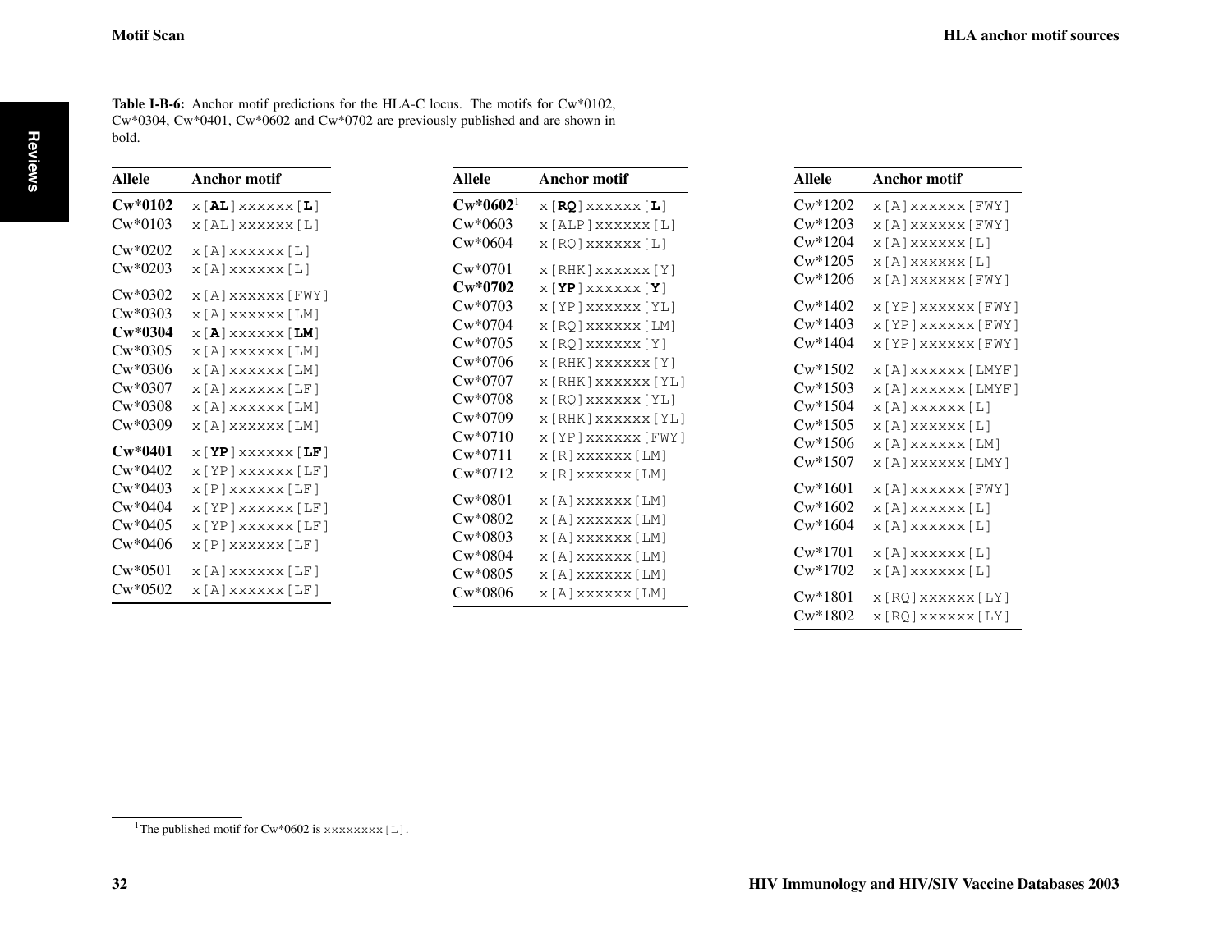**Table I-B-6:** Anchor motif predictions for the HLA-C locus. The motifs for Cw*0102, Cw*0304, Cw*0401, Cw*0602 and Cw*0702 are previously published and are shown in bold.

| Allele | Anchor motif |
|---|---|
| **Cw*0102** | x[**AL**]xxxxxx[**L**] |
| Cw*0103 | x[AL]xxxxxx[L] |
| Cw*0202 | x[A]xxxxxx[L] |
| Cw*0203 | x[A]xxxxxx[L] |
| Cw*0302 | x[A]xxxxxx[FWY] |
| Cw*0303 | x[A]xxxxxx[LM] |
| **Cw*0304** | x[**A**]xxxxxx[**LM**] |
| Cw*0305 | x[A]xxxxxx[LM] |
| Cw*0306 | x[A]xxxxxx[LM] |
| Cw*0307 | x[A]xxxxxx[LF] |
| Cw*0308 | x[A]xxxxxx[LM] |
| Cw*0309 | x[A]xxxxxx[LM] |
| **Cw*0401** | x[**YP**]xxxxxx[**LF**] |
| Cw*0402 | x[YP]xxxxxx[LF] |
| Cw*0403 | x[P]xxxxxx[LF] |
| Cw*0404 | x[YP]xxxxxx[LF] |
| Cw*0405 | x[YP]xxxxxx[LF] |
| Cw*0406 | x[P]xxxxxx[LF] |
| Cw*0501 | x[A]xxxxxx[LF] |
| Cw*0502 | x[A]xxxxxx[LF] |

| Allele | Anchor motif |
|---|---|
| **Cw*0602**[1] | x[**RQ**]xxxxxx[**L**] |
| Cw*0603 | x[ALP]xxxxxx[L] |
| Cw*0604 | x[RQ]xxxxxx[L] |
| Cw*0701 | x[RHK]xxxxxx[Y] |
| **Cw*0702** | x[**YP**]xxxxxx[**Y**] |
| Cw*0703 | x[YP]xxxxxx[YL] |
| Cw*0704 | x[RQ]xxxxxx[LM] |
| Cw*0705 | x[RQ]xxxxxx[Y] |
| Cw*0706 | x[RHK]xxxxxx[Y] |
| Cw*0707 | x[RHK]xxxxxx[YL] |
| Cw*0708 | x[RQ]xxxxxx[YL] |
| Cw*0709 | x[RHK]xxxxxx[YL] |
| Cw*0710 | x[YP]xxxxxx[FWY] |
| Cw*0711 | x[R]xxxxxx[LM] |
| Cw*0712 | x[R]xxxxxx[LM] |
| Cw*0801 | x[A]xxxxxx[LM] |
| Cw*0802 | x[A]xxxxxx[LM] |
| Cw*0803 | x[A]xxxxxx[LM] |
| Cw*0804 | x[A]xxxxxx[LM] |
| Cw*0805 | x[A]xxxxxx[LM] |
| Cw*0806 | x[A]xxxxxx[LM] |

| Allele | Anchor motif |
|---|---|
| Cw*1202 | x[A]xxxxxx[FWY] |
| Cw*1203 | x[A]xxxxxx[FWY] |
| Cw*1204 | x[A]xxxxxx[L] |
| Cw*1205 | x[A]xxxxxx[L] |
| Cw*1206 | x[A]xxxxxx[FWY] |
| Cw*1402 | x[YP]xxxxxx[FWY] |
| Cw*1403 | x[YP]xxxxxx[FWY] |
| Cw*1404 | x[YP]xxxxxx[FWY] |
| Cw*1502 | x[A]xxxxxx[LMYF] |
| Cw*1503 | x[A]xxxxxx[LMYF] |
| Cw*1504 | x[A]xxxxxx[L] |
| Cw*1505 | x[A]xxxxxx[L] |
| Cw*1506 | x[A]xxxxxx[LM] |
| Cw*1507 | x[A]xxxxxx[LMY] |
| Cw*1601 | x[A]xxxxxx[FWY] |
| Cw*1602 | x[A]xxxxxx[L] |
| Cw*1604 | x[A]xxxxxx[L] |
| Cw*1701 | x[A]xxxxxx[L] |
| Cw*1702 | x[A]xxxxxx[L] |
| Cw*1801 | x[RQ]xxxxxx[LY] |
| Cw*1802 | x[RQ]xxxxxx[LY] |

[1] The published motif for Cw*0602 is xxxxxxxx[L].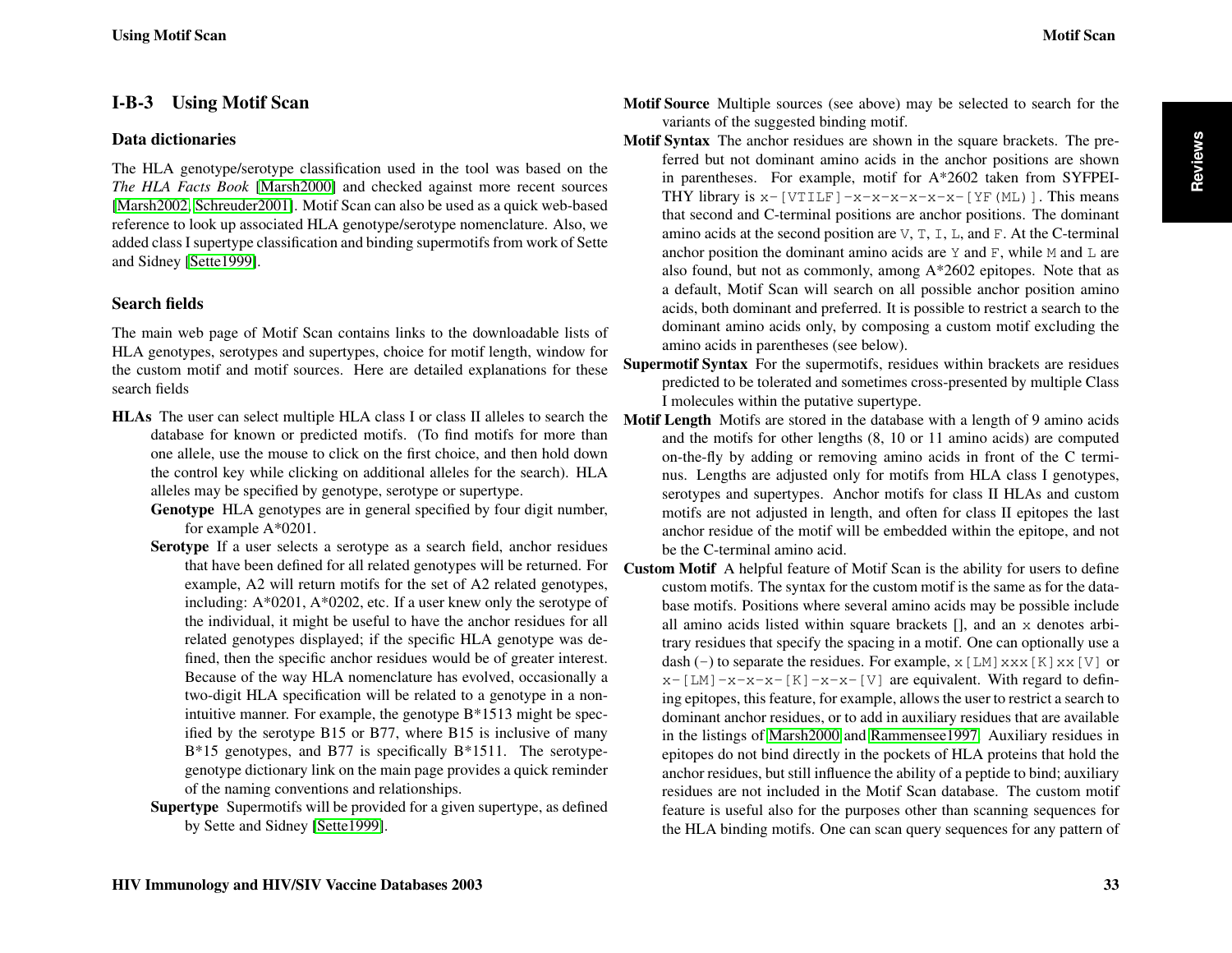## I-B-3 Using Motif Scan

### Data dictionaries

The HLA genotype/serotype classification used in the tool was based on the *The HLA Facts Book* [Marsh2000] and checked against more recent sources [Marsh2002, Schreuder2001]. Motif Scan can also be used as a quick web-based reference to look up associated HLA genotype/serotype nomenclature. Also, we added class I supertype classification and binding supermotifs from work of Sette and Sidney [Sette1999].

### Search fields

The main web page of Motif Scan contains links to the downloadable lists of HLA genotypes, serotypes and supertypes, choice for motif length, window for the custom motif and motif sources. Here are detailed explanations for these search fields

**HLAs** The user can select multiple HLA class I or class II alleles to search the database for known or predicted motifs. (To find motifs for more than one allele, use the mouse to click on the first choice, and then hold down the control key while clicking on additional alleles for the search). HLA alleles may be specified by genotype, serotype or supertype.

**Genotype** HLA genotypes are in general specified by four digit number, for example A*0201.

**Serotype** If a user selects a serotype as a search field, anchor residues that have been defined for all related genotypes will be returned. For example, A2 will return motifs for the set of A2 related genotypes, including: A*0201, A*0202, etc. If a user knew only the serotype of the individual, it might be useful to have the anchor residues for all related genotypes displayed; if the specific HLA genotype was defined, then the specific anchor residues would be of greater interest. Because of the way HLA nomenclature has evolved, occasionally a two-digit HLA specification will be related to a genotype in a non-intuitive manner. For example, the genotype B*1513 might be specified by the serotype B15 or B77, where B15 is inclusive of many B*15 genotypes, and B77 is specifically B*1511. The serotype-genotype dictionary link on the main page provides a quick reminder of the naming conventions and relationships.

**Supertype** Supermotifs will be provided for a given supertype, as defined by Sette and Sidney [Sette1999].

**Motif Source** Multiple sources (see above) may be selected to search for the variants of the suggested binding motif.

**Motif Syntax** The anchor residues are shown in the square brackets. The preferred but not dominant amino acids in the anchor positions are shown in parentheses. For example, motif for A*2602 taken from SYFPEITHY library is `x-[VTILF]-x-x-x-x-x-x-[YF(ML)]`. This means that second and C-terminal positions are anchor positions. The dominant amino acids at the second position are `V`, `T`, `I`, `L`, and `F`. At the C-terminal anchor position the dominant amino acids are `Y` and `F`, while `M` and `L` are also found, but not as commonly, among A*2602 epitopes. Note that as a default, Motif Scan will search on all possible anchor position amino acids, both dominant and preferred. It is possible to restrict a search to the dominant amino acids only, by composing a custom motif excluding the amino acids in parentheses (see below).

**Supermotif Syntax** For the supermotifs, residues within brackets are residues predicted to be tolerated and sometimes cross-presented by multiple Class I molecules within the putative supertype.

**Motif Length** Motifs are stored in the database with a length of 9 amino acids and the motifs for other lengths (8, 10 or 11 amino acids) are computed on-the-fly by adding or removing amino acids in front of the C terminus. Lengths are adjusted only for motifs from HLA class I genotypes, serotypes and supertypes. Anchor motifs for class II HLAs and custom motifs are not adjusted in length, and often for class II epitopes the last anchor residue of the motif will be embedded within the epitope, and not be the C-terminal amino acid.

**Custom Motif** A helpful feature of Motif Scan is the ability for users to define custom motifs. The syntax for the custom motif is the same as for the database motifs. Positions where several amino acids may be possible include all amino acids listed within square brackets [], and an `x` denotes arbitrary residues that specify the spacing in a motif. One can optionally use a dash (`-`) to separate the residues. For example, `x[LM]xxx[K]xx[V]` or `x-[LM]-x-x-x-[K]-x-x-[V]` are equivalent. With regard to defining epitopes, this feature, for example, allows the user to restrict a search to dominant anchor residues, or to add in auxiliary residues that are available in the listings of Marsh2000 and Rammensee1997. Auxiliary residues in epitopes do not bind directly in the pockets of HLA proteins that hold the anchor residues, but still influence the ability of a peptide to bind; auxiliary residues are not included in the Motif Scan database. The custom motif feature is useful also for the purposes other than scanning sequences for the HLA binding motifs. One can scan query sequences for any pattern of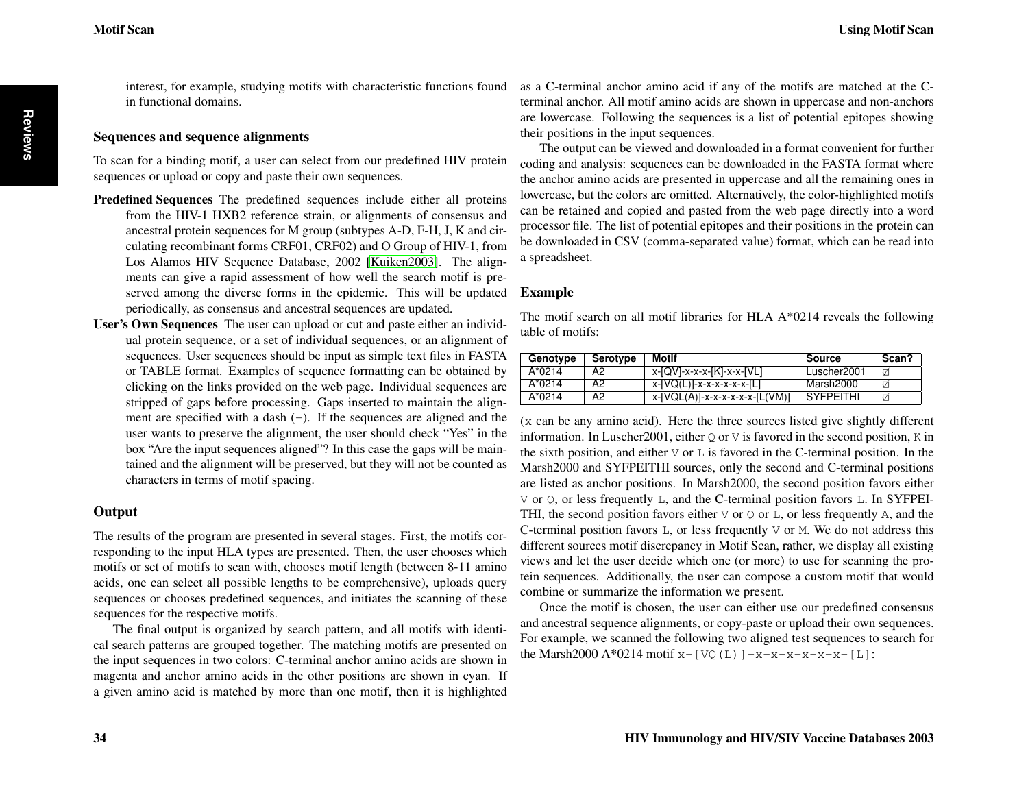interest, for example, studying motifs with characteristic functions found in functional domains.

### Sequences and sequence alignments

To scan for a binding motif, a user can select from our predefined HIV protein sequences or upload or copy and paste their own sequences.

**Predefined Sequences** The predefined sequences include either all proteins from the HIV-1 HXB2 reference strain, or alignments of consensus and ancestral protein sequences for M group (subtypes A-D, F-H, J, K and circulating recombinant forms CRF01, CRF02) and O Group of HIV-1, from Los Alamos HIV Sequence Database, 2002 [Kuiken2003]. The alignments can give a rapid assessment of how well the search motif is preserved among the diverse forms in the epidemic. This will be updated periodically, as consensus and ancestral sequences are updated.

**User's Own Sequences** The user can upload or cut and paste either an individual protein sequence, or a set of individual sequences, or an alignment of sequences. User sequences should be input as simple text files in FASTA or TABLE format. Examples of sequence formatting can be obtained by clicking on the links provided on the web page. Individual sequences are stripped of gaps before processing. Gaps inserted to maintain the alignment are specified with a dash (`-`). If the sequences are aligned and the user wants to preserve the alignment, the user should check "Yes" in the box "Are the input sequences aligned"? In this case the gaps will be maintained and the alignment will be preserved, but they will not be counted as characters in terms of motif spacing.

### Output

The results of the program are presented in several stages. First, the motifs corresponding to the input HLA types are presented. Then, the user chooses which motifs or set of motifs to scan with, chooses motif length (between 8-11 amino acids, one can select all possible lengths to be comprehensive), uploads query sequences or chooses predefined sequences, and initiates the scanning of these sequences for the respective motifs.

The final output is organized by search pattern, and all motifs with identical search patterns are grouped together. The matching motifs are presented on the input sequences in two colors: C-terminal anchor amino acids are shown in magenta and anchor amino acids in the other positions are shown in cyan. If a given amino acid is matched by more than one motif, then it is highlighted as a C-terminal anchor amino acid if any of the motifs are matched at the C-terminal anchor. All motif amino acids are shown in uppercase and non-anchors are lowercase. Following the sequences is a list of potential epitopes showing their positions in the input sequences.

The output can be viewed and downloaded in a format convenient for further coding and analysis: sequences can be downloaded in the FASTA format where the anchor amino acids are presented in uppercase and all the remaining ones in lowercase, but the colors are omitted. Alternatively, the color-highlighted motifs can be retained and copied and pasted from the web page directly into a word processor file. The list of potential epitopes and their positions in the protein can be downloaded in CSV (comma-separated value) format, which can be read into a spreadsheet.

### Example

The motif search on all motif libraries for HLA A*0214 reveals the following table of motifs:

| Genotype | Serotype | Motif | Source | Scan? |
|---|---|---|---|---|
| A*0214 | A2 | x-[QV]-x-x-x-[K]-x-x-[VL] | Luscher2001 | ☑ |
| A*0214 | A2 | x-[VQ(L)]-x-x-x-x-x-x-[L] | Marsh2000 | ☑ |
| A*0214 | A2 | x-[VQL(A)]-x-x-x-x-x-x-[L(VM)] | SYFPEITHI | ☑ |

(`x` can be any amino acid). Here the three sources listed give slightly different information. In Luscher2001, either `Q` or `V` is favored in the second position, `K` in the sixth position, and either `V` or `L` is favored in the C-terminal position. In the Marsh2000 and SYFPEITHI sources, only the second and C-terminal positions are listed as anchor positions. In Marsh2000, the second position favors either `V` or `Q`, or less frequently `L`, and the C-terminal position favors `L`. In SYFPEITHI, the second position favors either `V` or `Q` or `L`, or less frequently `A`, and the C-terminal position favors `L`, or less frequently `V` or `M`. We do not address this different sources motif discrepancy in Motif Scan, rather, we display all existing views and let the user decide which one (or more) to use for scanning the protein sequences. Additionally, the user can compose a custom motif that would combine or summarize the information we present.

Once the motif is chosen, the user can either use our predefined consensus and ancestral sequence alignments, or copy-paste or upload their own sequences. For example, we scanned the following two aligned test sequences to search for the Marsh2000 A*0214 motif `x-[VQ(L)]-x-x-x-x-x-x-[L]`: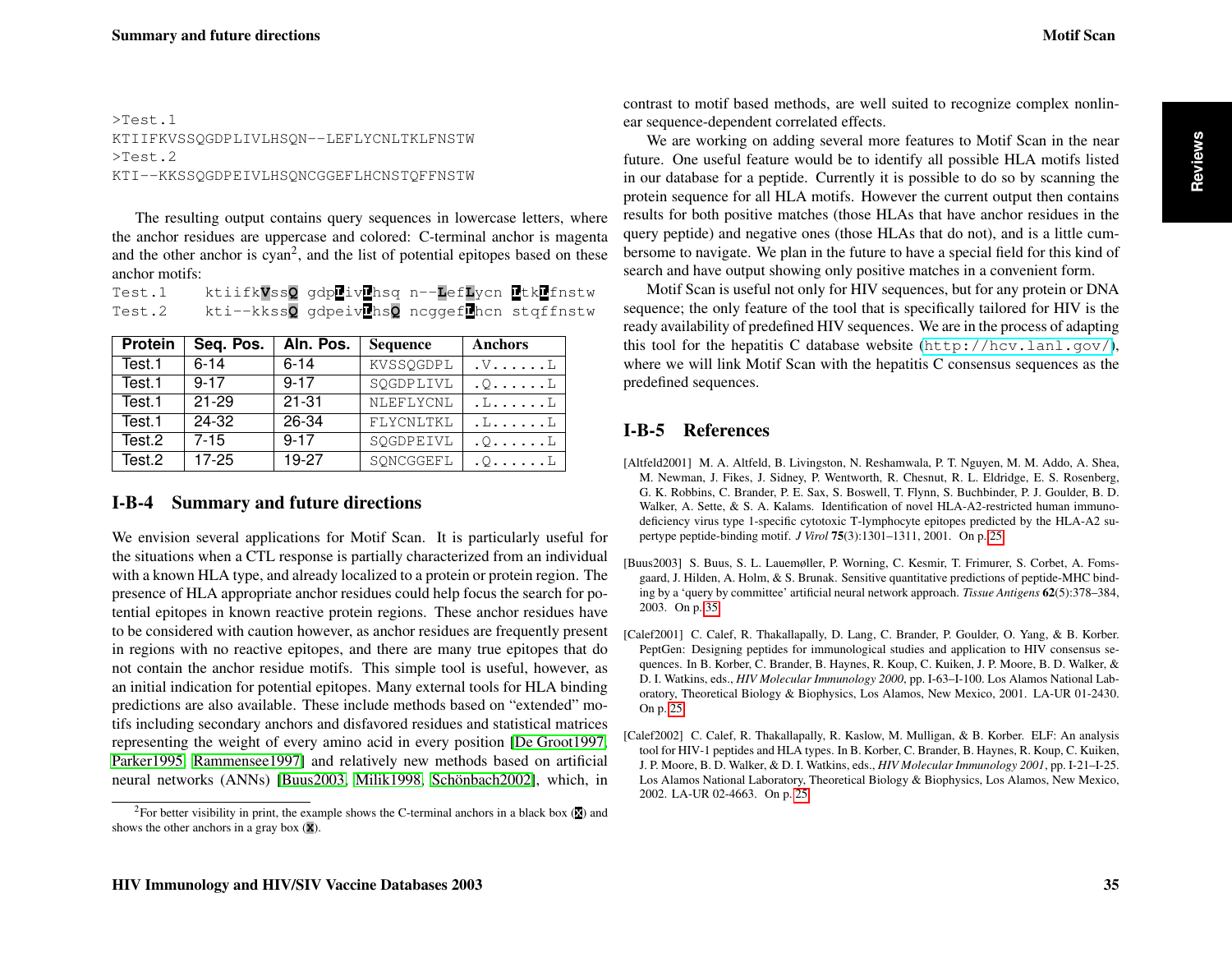```
>Test.1
KTIIFKVSSQGDPLIVLHSQN--LEFLYCNLTKLFNSTW
>Test.2
KTI--KKSSQGDPEIVLHSQNCGGEFLHCNSTQFFNSTW
```

The resulting output contains query sequences in lowercase letters, where the anchor residues are uppercase and colored: C-terminal anchor is magenta and the other anchor is cyan[2], and the list of potential epitopes based on these anchor motifs:

```
Test.1    ktiifkVssQ gdpLivLhsq n--LefLycn LtkLfnstw
Test.2    kti--kkssQ gdpeivLhsQ ncggefLhcn stqffnstw
```

| Protein | Seq. Pos. | Aln. Pos. | Sequence | Anchors |
|---|---|---|---|---|
| Test.1 | 6-14 | 6-14 | KVSSQGDPL | .V......L |
| Test.1 | 9-17 | 9-17 | SQGDPLIVL | .Q......L |
| Test.1 | 21-29 | 21-31 | NLEFLYCNL | .L......L |
| Test.1 | 24-32 | 26-34 | FLYCNLTKL | .L......L |
| Test.2 | 7-15 | 9-17 | SQGDPEIVL | .Q......L |
| Test.2 | 17-25 | 19-27 | SQNCGGEFL | .Q......L |

## I-B-4 Summary and future directions

We envision several applications for Motif Scan. It is particularly useful for the situations when a CTL response is partially characterized from an individual with a known HLA type, and already localized to a protein or protein region. The presence of HLA appropriate anchor residues could help focus the search for potential epitopes in known reactive protein regions. These anchor residues have to be considered with caution however, as anchor residues are frequently present in regions with no reactive epitopes, and there are many true epitopes that do not contain the anchor residue motifs. This simple tool is useful, however, as an initial indication for potential epitopes. Many external tools for HLA binding predictions are also available. These include methods based on "extended" motifs including secondary anchors and disfavored residues and statistical matrices representing the weight of every amino acid in every position [De Groot1997, Parker1995, Rammensee1997] and relatively new methods based on artificial neural networks (ANNs) [Buus2003, Milik1998, Schönbach2002], which, in contrast to motif based methods, are well suited to recognize complex nonlinear sequence-dependent correlated effects.

We are working on adding several more features to Motif Scan in the near future. One useful feature would be to identify all possible HLA motifs listed in our database for a peptide. Currently it is possible to do so by scanning the protein sequence for all HLA motifs. However the current output then contains results for both positive matches (those HLAs that have anchor residues in the query peptide) and negative ones (those HLAs that do not), and is a little cumbersome to navigate. We plan in the future to have a special field for this kind of search and have output showing only positive matches in a convenient form.

Motif Scan is useful not only for HIV sequences, but for any protein or DNA sequence; the only feature of the tool that is specifically tailored for HIV is the ready availability of predefined HIV sequences. We are in the process of adapting this tool for the hepatitis C database website (http://hcv.lanl.gov/), where we will link Motif Scan with the hepatitis C consensus sequences as the predefined sequences.

[2]For better visibility in print, the example shows the C-terminal anchors in a black box (X) and shows the other anchors in a gray box (X).

## I-B-5 References

[Altfeld2001] M. A. Altfeld, B. Livingston, N. Reshamwala, P. T. Nguyen, M. M. Addo, A. Shea, M. Newman, J. Fikes, J. Sidney, P. Wentworth, R. Chesnut, R. L. Eldridge, E. S. Rosenberg, G. K. Robbins, C. Brander, P. E. Sax, S. Boswell, T. Flynn, S. Buchbinder, P. J. Goulder, B. D. Walker, A. Sette, & S. A. Kalams. Identification of novel HLA-A2-restricted human immunodeficiency virus type 1-specific cytotoxic T-lymphocyte epitopes predicted by the HLA-A2 supertype peptide-binding motif. *J Virol* **75**(3):1301–1311, 2001. On p. 25

[Buus2003] S. Buus, S. L. Lauemøller, P. Worning, C. Kesmir, T. Frimurer, S. Corbet, A. Fomsgaard, J. Hilden, A. Holm, & S. Brunak. Sensitive quantitative predictions of peptide-MHC binding by a 'query by committee' artificial neural network approach. *Tissue Antigens* **62**(5):378–384, 2003. On p. 35

[Calef2001] C. Calef, R. Thakallapally, D. Lang, C. Brander, P. Goulder, O. Yang, & B. Korber. PeptGen: Designing peptides for immunological studies and application to HIV consensus sequences. In B. Korber, C. Brander, B. Haynes, R. Koup, C. Kuiken, J. P. Moore, B. D. Walker, & D. I. Watkins, eds., *HIV Molecular Immunology 2000*, pp. I-63–I-100. Los Alamos National Laboratory, Theoretical Biology & Biophysics, Los Alamos, New Mexico, 2001. LA-UR 01-2430. On p. 25

[Calef2002] C. Calef, R. Thakallapally, R. Kaslow, M. Mulligan, & B. Korber. ELF: An analysis tool for HIV-1 peptides and HLA types. In B. Korber, C. Brander, B. Haynes, R. Koup, C. Kuiken, J. P. Moore, B. D. Walker, & D. I. Watkins, eds., *HIV Molecular Immunology 2001*, pp. I-21–I-25. Los Alamos National Laboratory, Theoretical Biology & Biophysics, Los Alamos, New Mexico, 2002. LA-UR 02-4663. On p. 25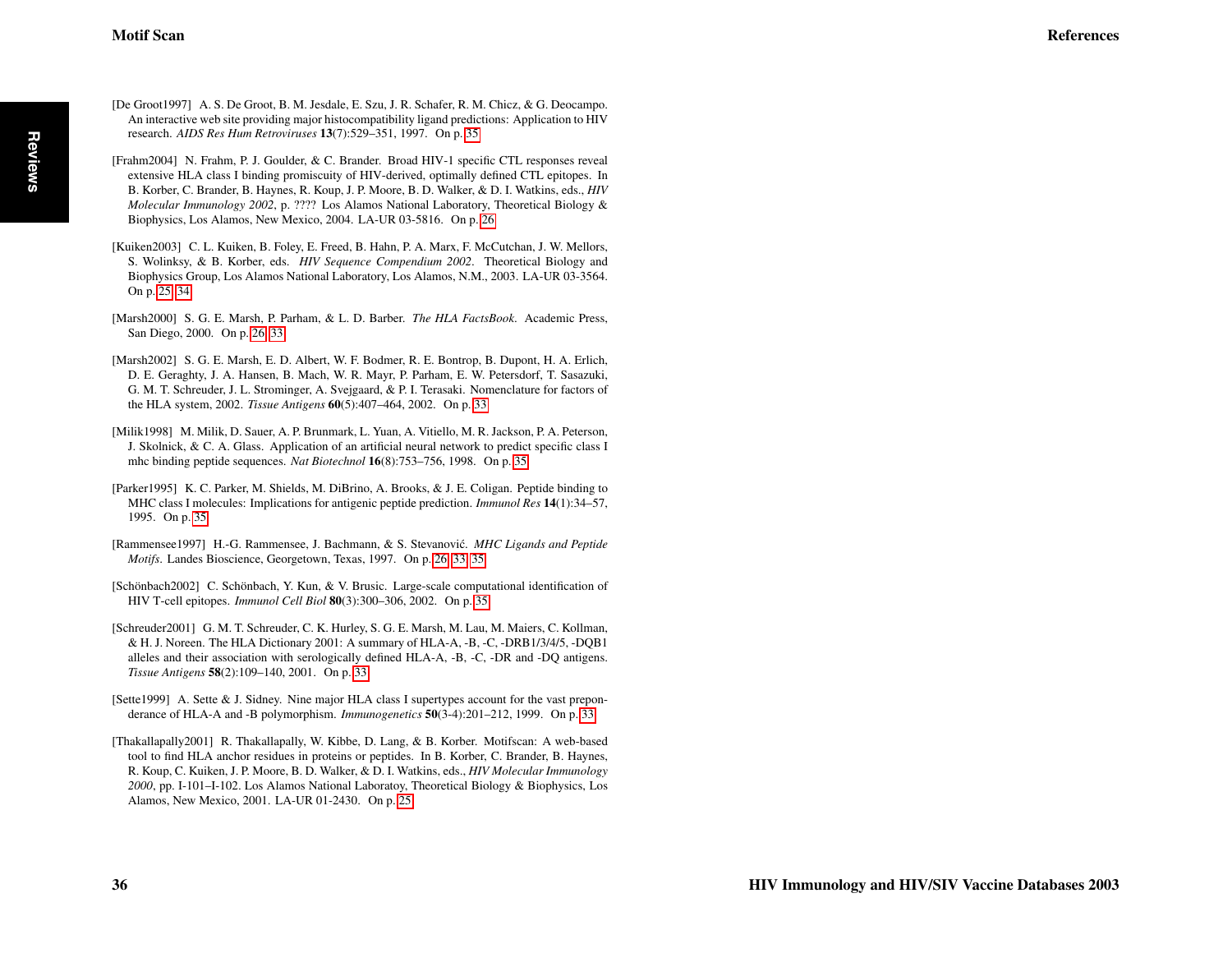[De Groot1997] A. S. De Groot, B. M. Jesdale, E. Szu, J. R. Schafer, R. M. Chicz, & G. Deocampo. An interactive web site providing major histocompatibility ligand predictions: Application to HIV research. *AIDS Res Hum Retroviruses* **13**(7):529–351, 1997. On p. 35

[Frahm2004] N. Frahm, P. J. Goulder, & C. Brander. Broad HIV-1 specific CTL responses reveal extensive HLA class I binding promiscuity of HIV-derived, optimally defined CTL epitopes. In B. Korber, C. Brander, B. Haynes, R. Koup, J. P. Moore, B. D. Walker, & D. I. Watkins, eds., *HIV Molecular Immunology 2002*, p. ???? Los Alamos National Laboratory, Theoretical Biology & Biophysics, Los Alamos, New Mexico, 2004. LA-UR 03-5816. On p. 26

[Kuiken2003] C. L. Kuiken, B. Foley, E. Freed, B. Hahn, P. A. Marx, F. McCutchan, J. W. Mellors, S. Wolinksy, & B. Korber, eds. *HIV Sequence Compendium 2002*. Theoretical Biology and Biophysics Group, Los Alamos National Laboratory, Los Alamos, N.M., 2003. LA-UR 03-3564. On p. 25, 34

[Marsh2000] S. G. E. Marsh, P. Parham, & L. D. Barber. *The HLA FactsBook*. Academic Press, San Diego, 2000. On p. 26, 33

[Marsh2002] S. G. E. Marsh, E. D. Albert, W. F. Bodmer, R. E. Bontrop, B. Dupont, H. A. Erlich, D. E. Geraghty, J. A. Hansen, B. Mach, W. R. Mayr, P. Parham, E. W. Petersdorf, T. Sasazuki, G. M. T. Schreuder, J. L. Strominger, A. Svejgaard, & P. I. Terasaki. Nomenclature for factors of the HLA system, 2002. *Tissue Antigens* **60**(5):407–464, 2002. On p. 33

[Milik1998] M. Milik, D. Sauer, A. P. Brunmark, L. Yuan, A. Vitiello, M. R. Jackson, P. A. Peterson, J. Skolnick, & C. A. Glass. Application of an artificial neural network to predict specific class I mhc binding peptide sequences. *Nat Biotechnol* **16**(8):753–756, 1998. On p. 35

[Parker1995] K. C. Parker, M. Shields, M. DiBrino, A. Brooks, & J. E. Coligan. Peptide binding to MHC class I molecules: Implications for antigenic peptide prediction. *Immunol Res* **14**(1):34–57, 1995. On p. 35

[Rammensee1997] H.-G. Rammensee, J. Bachmann, & S. Stevanović. *MHC Ligands and Peptide Motifs*. Landes Bioscience, Georgetown, Texas, 1997. On p. 26, 33, 35

[Schönbach2002] C. Schönbach, Y. Kun, & V. Brusic. Large-scale computational identification of HIV T-cell epitopes. *Immunol Cell Biol* **80**(3):300–306, 2002. On p. 35

[Schreuder2001] G. M. T. Schreuder, C. K. Hurley, S. G. E. Marsh, M. Lau, M. Maiers, C. Kollman, & H. J. Noreen. The HLA Dictionary 2001: A summary of HLA-A, -B, -C, -DRB1/3/4/5, -DQB1 alleles and their association with serologically defined HLA-A, -B, -C, -DR and -DQ antigens. *Tissue Antigens* **58**(2):109–140, 2001. On p. 33

[Sette1999] A. Sette & J. Sidney. Nine major HLA class I supertypes account for the vast preponderance of HLA-A and -B polymorphism. *Immunogenetics* **50**(3-4):201–212, 1999. On p. 33

[Thakallapally2001] R. Thakallapally, W. Kibbe, D. Lang, & B. Korber. Motifscan: A web-based tool to find HLA anchor residues in proteins or peptides. In B. Korber, C. Brander, B. Haynes, R. Koup, C. Kuiken, J. P. Moore, B. D. Walker, & D. I. Watkins, eds., *HIV Molecular Immunology 2000*, pp. I-101–I-102. Los Alamos National Laboratoy, Theoretical Biology & Biophysics, Los Alamos, New Mexico, 2001. LA-UR 01-2430. On p. 25